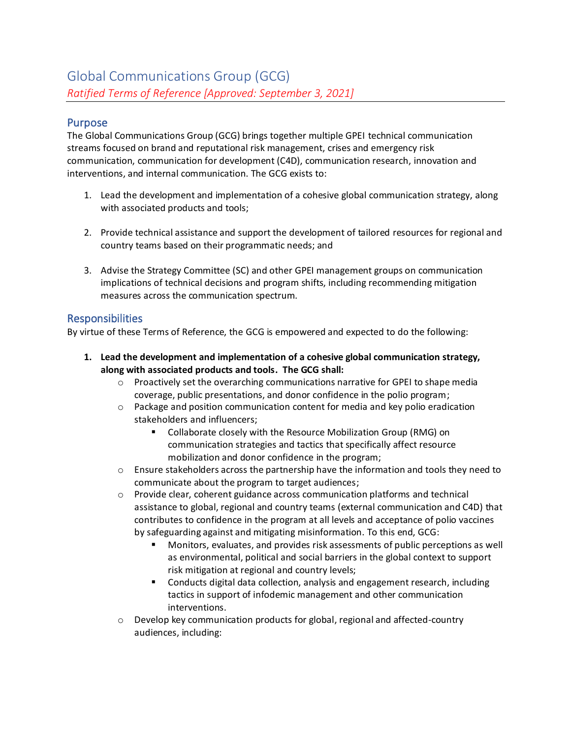# Global Communications Group (GCG)

*Ratified Terms of Reference [Approved: September 3, 2021]*

## Purpose

The Global Communications Group (GCG) brings together multiple GPEI technical communication streams focused on brand and reputational risk management, crises and emergency risk communication, communication for development (C4D), communication research, innovation and interventions, and internal communication. The GCG exists to:

1. Lead the development and implementation of a cohesive global communication strategy, along with associated products and tools;
2. Provide technical assistance and support the development of tailored resources for regional and country teams based on their programmatic needs; and
3. Advise the Strategy Committee (SC) and other GPEI management groups on communication implications of technical decisions and program shifts, including recommending mitigation measures across the communication spectrum.

## Responsibilities

By virtue of these Terms of Reference, the GCG is empowered and expected to do the following:

1. **Lead the development and implementation of a cohesive global communication strategy, along with associated products and tools. The GCG shall:**
    - Proactively set the overarching communications narrative for GPEI to shape media coverage, public presentations, and donor confidence in the polio program;
    - Package and position communication content for media and key polio eradication stakeholders and influencers;
        - Collaborate closely with the Resource Mobilization Group (RMG) on communication strategies and tactics that specifically affect resource mobilization and donor confidence in the program;
    - Ensure stakeholders across the partnership have the information and tools they need to communicate about the program to target audiences;
    - Provide clear, coherent guidance across communication platforms and technical assistance to global, regional and country teams (external communication and C4D) that contributes to confidence in the program at all levels and acceptance of polio vaccines by safeguarding against and mitigating misinformation. To this end, GCG:
        - Monitors, evaluates, and provides risk assessments of public perceptions as well as environmental, political and social barriers in the global context to support risk mitigation at regional and country levels;
        - Conducts digital data collection, analysis and engagement research, including tactics in support of infodemic management and other communication interventions.
    - Develop key communication products for global, regional and affected-country audiences, including: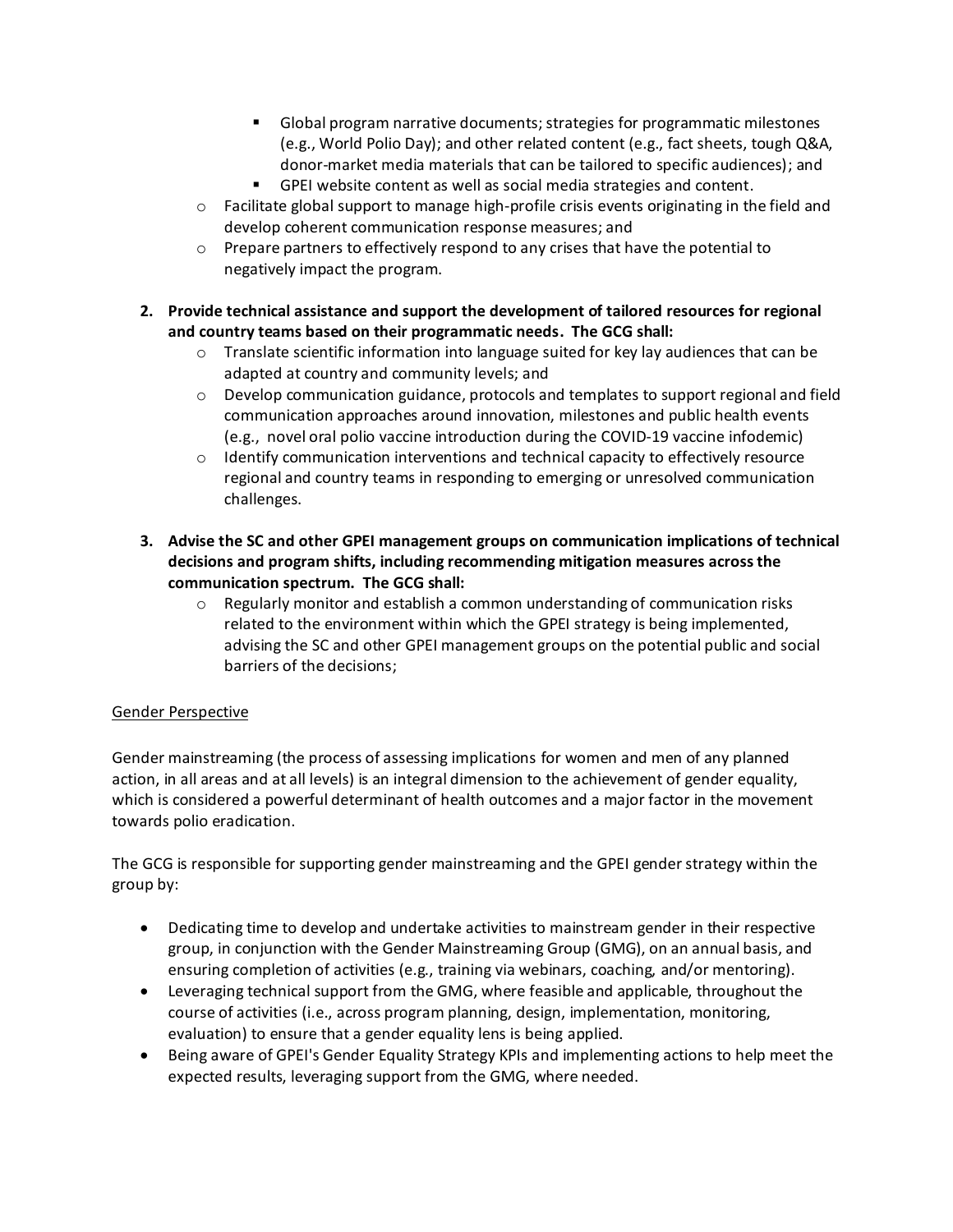- Global program narrative documents; strategies for programmatic milestones (e.g., World Polio Day); and other related content (e.g., fact sheets, tough Q&A, donor-market media materials that can be tailored to specific audiences); and
        - GPEI website content as well as social media strategies and content.
    - Facilitate global support to manage high-profile crisis events originating in the field and develop coherent communication response measures; and
    - Prepare partners to effectively respond to any crises that have the potential to negatively impact the program.

2. **Provide technical assistance and support the development of tailored resources for regional and country teams based on their programmatic needs. The GCG shall:**
    - Translate scientific information into language suited for key lay audiences that can be adapted at country and community levels; and
    - Develop communication guidance, protocols and templates to support regional and field communication approaches around innovation, milestones and public health events (e.g., novel oral polio vaccine introduction during the COVID-19 vaccine infodemic)
    - Identify communication interventions and technical capacity to effectively resource regional and country teams in responding to emerging or unresolved communication challenges.

3. **Advise the SC and other GPEI management groups on communication implications of technical decisions and program shifts, including recommending mitigation measures across the communication spectrum. The GCG shall:**
    - Regularly monitor and establish a common understanding of communication risks related to the environment within which the GPEI strategy is being implemented, advising the SC and other GPEI management groups on the potential public and social barriers of the decisions;

<u>Gender Perspective</u>

Gender mainstreaming (the process of assessing implications for women and men of any planned action, in all areas and at all levels) is an integral dimension to the achievement of gender equality, which is considered a powerful determinant of health outcomes and a major factor in the movement towards polio eradication.

The GCG is responsible for supporting gender mainstreaming and the GPEI gender strategy within the group by:

- Dedicating time to develop and undertake activities to mainstream gender in their respective group, in conjunction with the Gender Mainstreaming Group (GMG), on an annual basis, and ensuring completion of activities (e.g., training via webinars, coaching, and/or mentoring).
- Leveraging technical support from the GMG, where feasible and applicable, throughout the course of activities (i.e., across program planning, design, implementation, monitoring, evaluation) to ensure that a gender equality lens is being applied.
- Being aware of GPEI's Gender Equality Strategy KPIs and implementing actions to help meet the expected results, leveraging support from the GMG, where needed.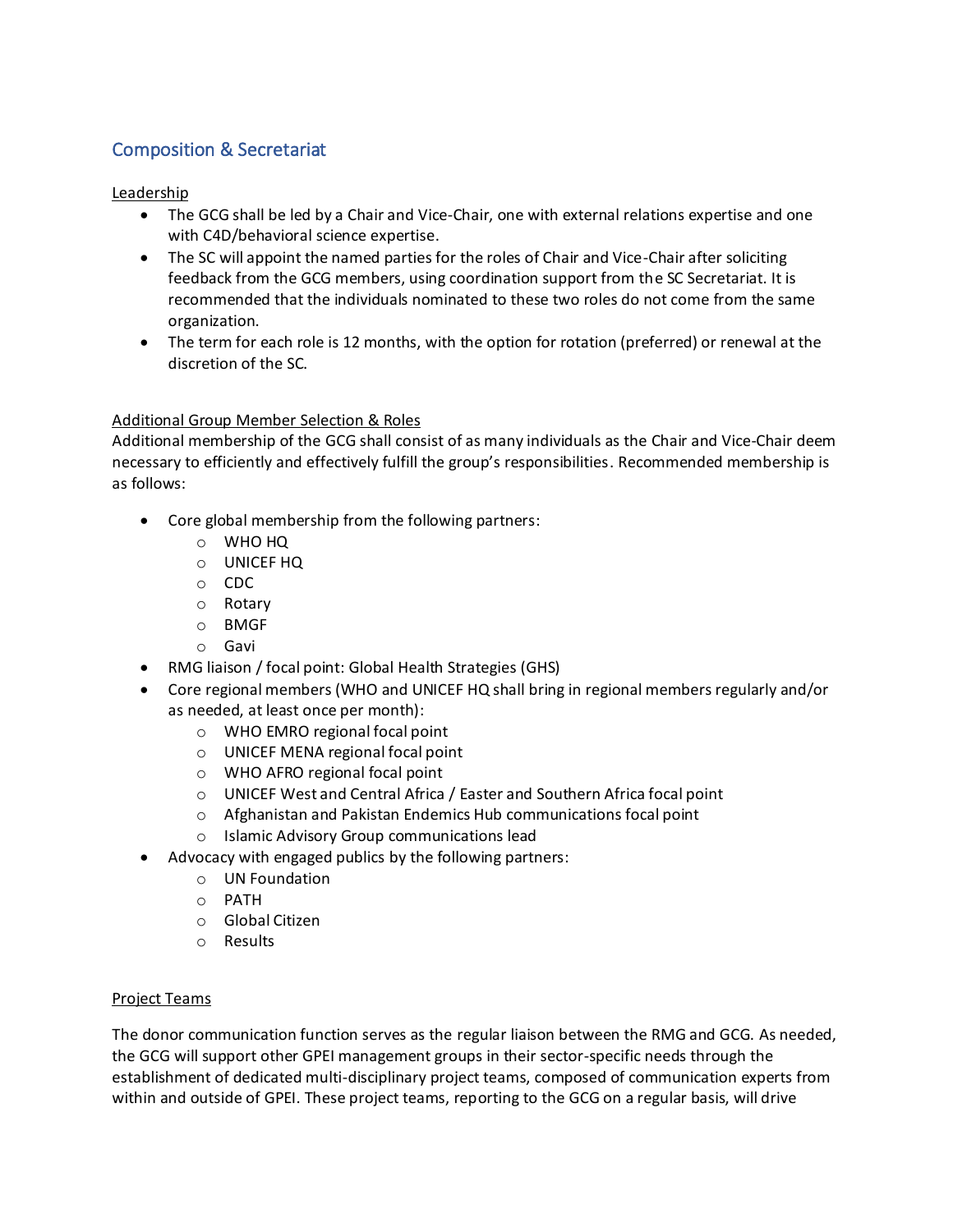## Composition & Secretariat

### Leadership

- The GCG shall be led by a Chair and Vice-Chair, one with external relations expertise and one with C4D/behavioral science expertise.
- The SC will appoint the named parties for the roles of Chair and Vice-Chair after soliciting feedback from the GCG members, using coordination support from the SC Secretariat. It is recommended that the individuals nominated to these two roles do not come from the same organization.
- The term for each role is 12 months, with the option for rotation (preferred) or renewal at the discretion of the SC.

### Additional Group Member Selection & Roles

Additional membership of the GCG shall consist of as many individuals as the Chair and Vice-Chair deem necessary to efficiently and effectively fulfill the group's responsibilities. Recommended membership is as follows:

- Core global membership from the following partners:
    - WHO HQ
    - UNICEF HQ
    - CDC
    - Rotary
    - BMGF
    - Gavi
- RMG liaison / focal point: Global Health Strategies (GHS)
- Core regional members (WHO and UNICEF HQ shall bring in regional members regularly and/or as needed, at least once per month):
    - WHO EMRO regional focal point
    - UNICEF MENA regional focal point
    - WHO AFRO regional focal point
    - UNICEF West and Central Africa / Easter and Southern Africa focal point
    - Afghanistan and Pakistan Endemics Hub communications focal point
    - Islamic Advisory Group communications lead
- Advocacy with engaged publics by the following partners:
    - UN Foundation
    - PATH
    - Global Citizen
    - Results

### Project Teams

The donor communication function serves as the regular liaison between the RMG and GCG. As needed, the GCG will support other GPEI management groups in their sector-specific needs through the establishment of dedicated multi-disciplinary project teams, composed of communication experts from within and outside of GPEI. These project teams, reporting to the GCG on a regular basis, will drive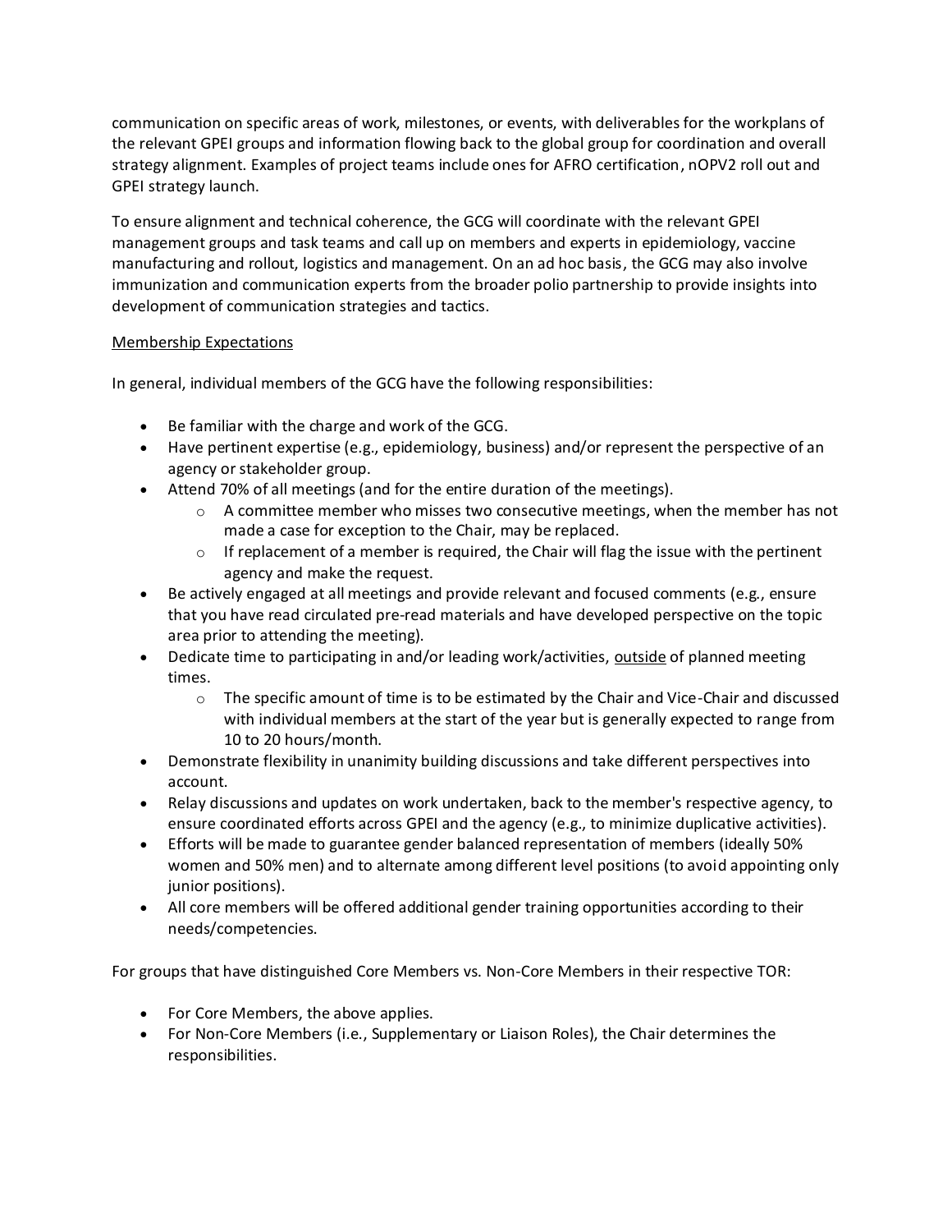communication on specific areas of work, milestones, or events, with deliverables for the workplans of the relevant GPEI groups and information flowing back to the global group for coordination and overall strategy alignment. Examples of project teams include ones for AFRO certification, nOPV2 roll out and GPEI strategy launch.

To ensure alignment and technical coherence, the GCG will coordinate with the relevant GPEI management groups and task teams and call up on members and experts in epidemiology, vaccine manufacturing and rollout, logistics and management. On an ad hoc basis, the GCG may also involve immunization and communication experts from the broader polio partnership to provide insights into development of communication strategies and tactics.

<u>Membership Expectations</u>

In general, individual members of the GCG have the following responsibilities:

- Be familiar with the charge and work of the GCG.
- Have pertinent expertise (e.g., epidemiology, business) and/or represent the perspective of an agency or stakeholder group.
- Attend 70% of all meetings (and for the entire duration of the meetings).
    - A committee member who misses two consecutive meetings, when the member has not made a case for exception to the Chair, may be replaced.
    - If replacement of a member is required, the Chair will flag the issue with the pertinent agency and make the request.
- Be actively engaged at all meetings and provide relevant and focused comments (e.g., ensure that you have read circulated pre-read materials and have developed perspective on the topic area prior to attending the meeting).
- Dedicate time to participating in and/or leading work/activities, <u>outside</u> of planned meeting times.
    - The specific amount of time is to be estimated by the Chair and Vice-Chair and discussed with individual members at the start of the year but is generally expected to range from 10 to 20 hours/month.
- Demonstrate flexibility in unanimity building discussions and take different perspectives into account.
- Relay discussions and updates on work undertaken, back to the member's respective agency, to ensure coordinated efforts across GPEI and the agency (e.g., to minimize duplicative activities).
- Efforts will be made to guarantee gender balanced representation of members (ideally 50% women and 50% men) and to alternate among different level positions (to avoid appointing only junior positions).
- All core members will be offered additional gender training opportunities according to their needs/competencies.

For groups that have distinguished Core Members vs. Non-Core Members in their respective TOR:

- For Core Members, the above applies.
- For Non-Core Members (i.e., Supplementary or Liaison Roles), the Chair determines the responsibilities.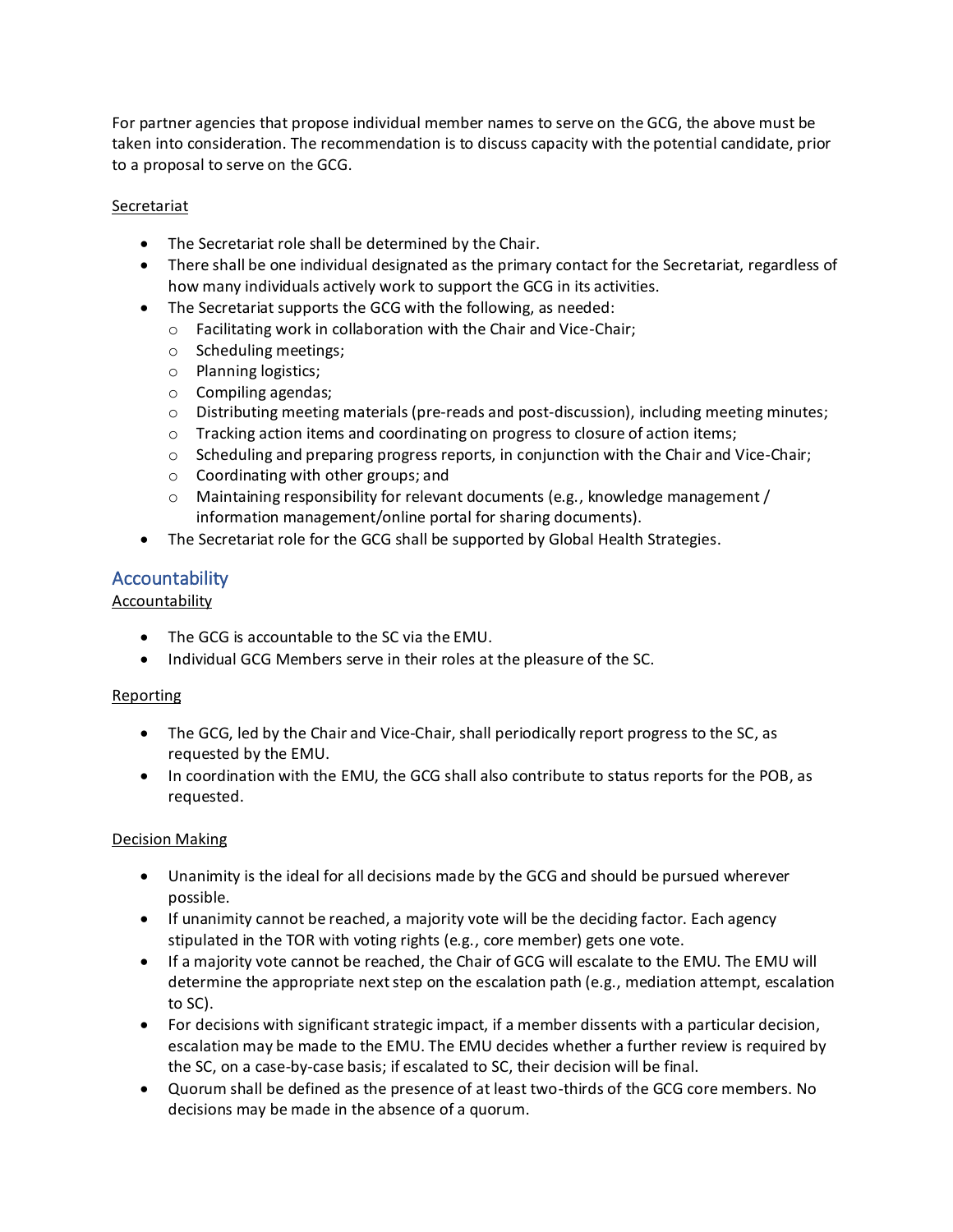For partner agencies that propose individual member names to serve on the GCG, the above must be taken into consideration. The recommendation is to discuss capacity with the potential candidate, prior to a proposal to serve on the GCG.

<u>Secretariat</u>

- The Secretariat role shall be determined by the Chair.
- There shall be one individual designated as the primary contact for the Secretariat, regardless of how many individuals actively work to support the GCG in its activities.
- The Secretariat supports the GCG with the following, as needed:
  - Facilitating work in collaboration with the Chair and Vice-Chair;
  - Scheduling meetings;
  - Planning logistics;
  - Compiling agendas;
  - Distributing meeting materials (pre-reads and post-discussion), including meeting minutes;
  - Tracking action items and coordinating on progress to closure of action items;
  - Scheduling and preparing progress reports, in conjunction with the Chair and Vice-Chair;
  - Coordinating with other groups; and
  - Maintaining responsibility for relevant documents (e.g., knowledge management / information management/online portal for sharing documents).
- The Secretariat role for the GCG shall be supported by Global Health Strategies.

## Accountability

<u>Accountability</u>

- The GCG is accountable to the SC via the EMU.
- Individual GCG Members serve in their roles at the pleasure of the SC.

<u>Reporting</u>

- The GCG, led by the Chair and Vice-Chair, shall periodically report progress to the SC, as requested by the EMU.
- In coordination with the EMU, the GCG shall also contribute to status reports for the POB, as requested.

<u>Decision Making</u>

- Unanimity is the ideal for all decisions made by the GCG and should be pursued wherever possible.
- If unanimity cannot be reached, a majority vote will be the deciding factor. Each agency stipulated in the TOR with voting rights (e.g., core member) gets one vote.
- If a majority vote cannot be reached, the Chair of GCG will escalate to the EMU. The EMU will determine the appropriate next step on the escalation path (e.g., mediation attempt, escalation to SC).
- For decisions with significant strategic impact, if a member dissents with a particular decision, escalation may be made to the EMU. The EMU decides whether a further review is required by the SC, on a case-by-case basis; if escalated to SC, their decision will be final.
- Quorum shall be defined as the presence of at least two-thirds of the GCG core members. No decisions may be made in the absence of a quorum.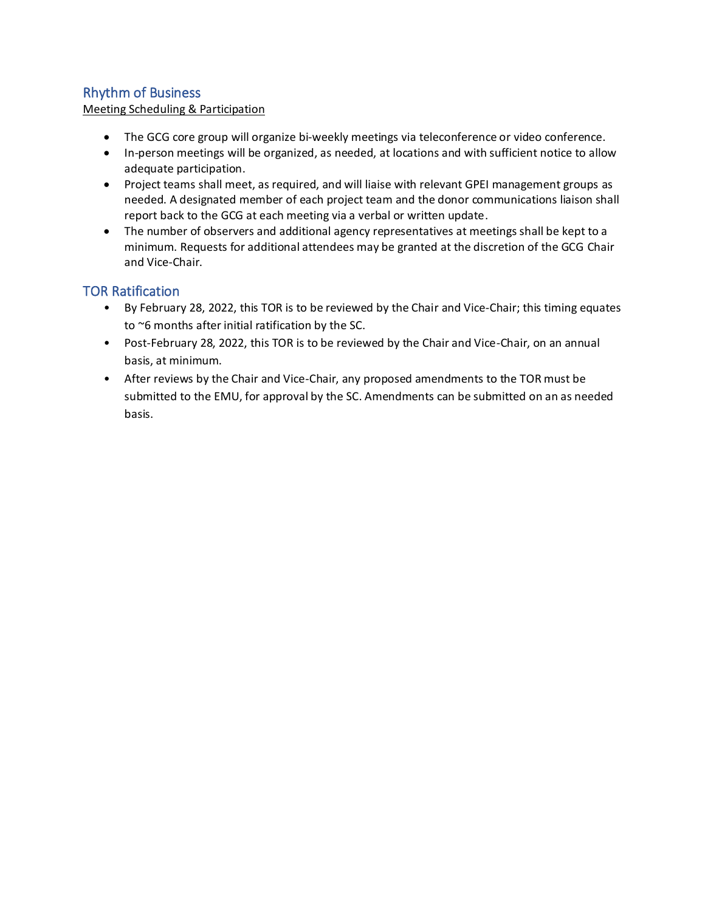## Rhythm of Business

Meeting Scheduling & Participation

- The GCG core group will organize bi-weekly meetings via teleconference or video conference.
- In-person meetings will be organized, as needed, at locations and with sufficient notice to allow adequate participation.
- Project teams shall meet, as required, and will liaise with relevant GPEI management groups as needed. A designated member of each project team and the donor communications liaison shall report back to the GCG at each meeting via a verbal or written update.
- The number of observers and additional agency representatives at meetings shall be kept to a minimum. Requests for additional attendees may be granted at the discretion of the GCG Chair and Vice-Chair.

## TOR Ratification

- By February 28, 2022, this TOR is to be reviewed by the Chair and Vice-Chair; this timing equates to ~6 months after initial ratification by the SC.
- Post-February 28, 2022, this TOR is to be reviewed by the Chair and Vice-Chair, on an annual basis, at minimum.
- After reviews by the Chair and Vice-Chair, any proposed amendments to the TOR must be submitted to the EMU, for approval by the SC. Amendments can be submitted on an as needed basis.